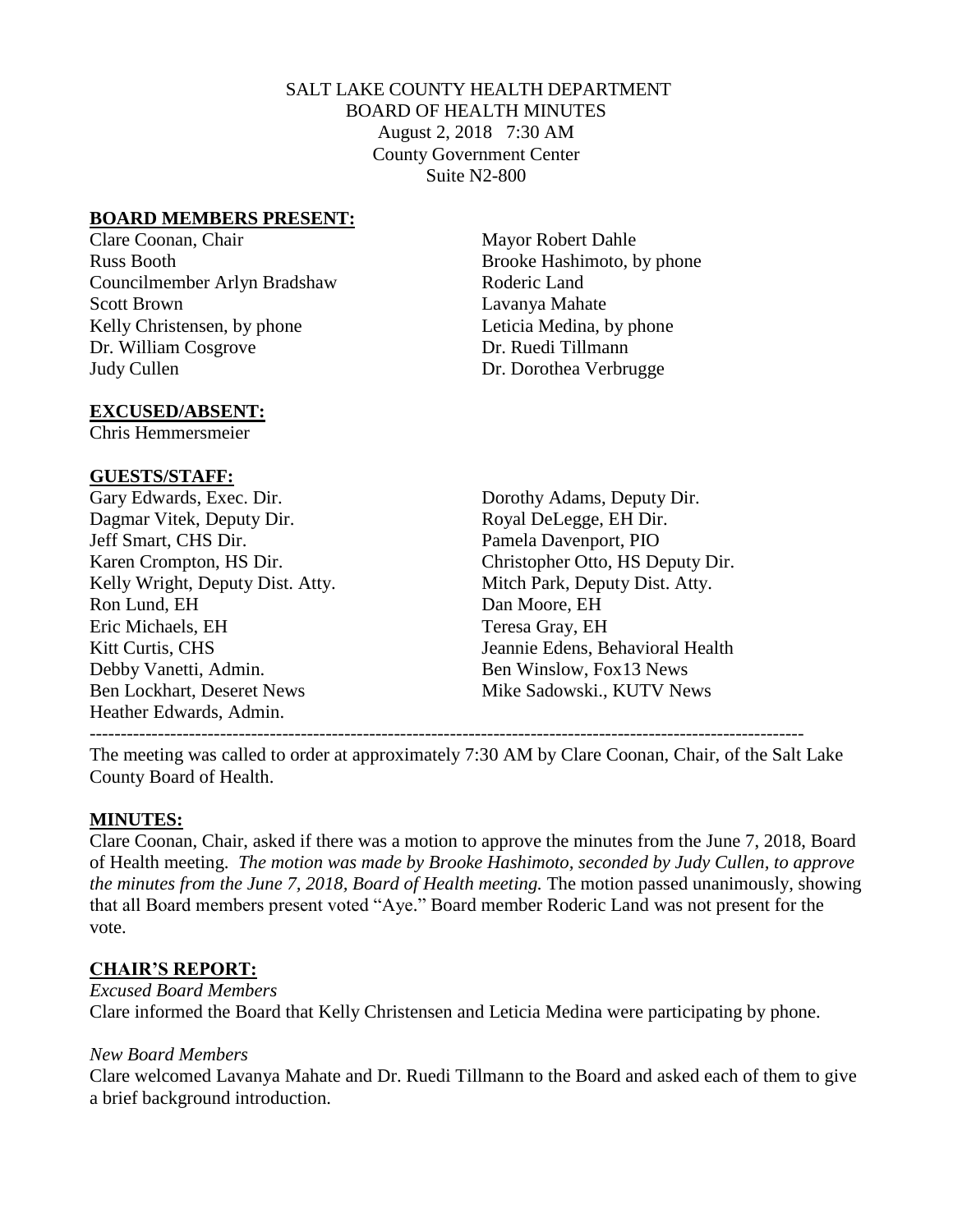SALT LAKE COUNTY HEALTH DEPARTMENT
BOARD OF HEALTH MINUTES
August 2, 2018 7:30 AM
County Government Center
Suite N2-800

## BOARD MEMBERS PRESENT:

Clare Coonan, Chair
Russ Booth
Councilmember Arlyn Bradshaw
Scott Brown
Kelly Christensen, by phone
Dr. William Cosgrove
Judy Cullen
Mayor Robert Dahle
Brooke Hashimoto, by phone
Roderic Land
Lavanya Mahate
Leticia Medina, by phone
Dr. Ruedi Tillmann
Dr. Dorothea Verbrugge

## EXCUSED/ABSENT:

Chris Hemmersmeier

## GUESTS/STAFF:

Gary Edwards, Exec. Dir.
Dagmar Vitek, Deputy Dir.
Jeff Smart, CHS Dir.
Karen Crompton, HS Dir.
Kelly Wright, Deputy Dist. Atty.
Ron Lund, EH
Eric Michaels, EH
Kitt Curtis, CHS
Debby Vanetti, Admin.
Ben Lockhart, Deseret News
Heather Edwards, Admin.
Dorothy Adams, Deputy Dir.
Royal DeLegge, EH Dir.
Pamela Davenport, PIO
Christopher Otto, HS Deputy Dir.
Mitch Park, Deputy Dist. Atty.
Dan Moore, EH
Teresa Gray, EH
Jeannie Edens, Behavioral Health
Ben Winslow, Fox13 News
Mike Sadowski., KUTV News

---

The meeting was called to order at approximately 7:30 AM by Clare Coonan, Chair, of the Salt Lake County Board of Health.

## MINUTES:

Clare Coonan, Chair, asked if there was a motion to approve the minutes from the June 7, 2018, Board of Health meeting. *The motion was made by Brooke Hashimoto, seconded by Judy Cullen, to approve the minutes from the June 7, 2018, Board of Health meeting.* The motion passed unanimously, showing that all Board members present voted "Aye." Board member Roderic Land was not present for the vote.

## CHAIR'S REPORT:

*Excused Board Members*

Clare informed the Board that Kelly Christensen and Leticia Medina were participating by phone.

*New Board Members*

Clare welcomed Lavanya Mahate and Dr. Ruedi Tillmann to the Board and asked each of them to give a brief background introduction.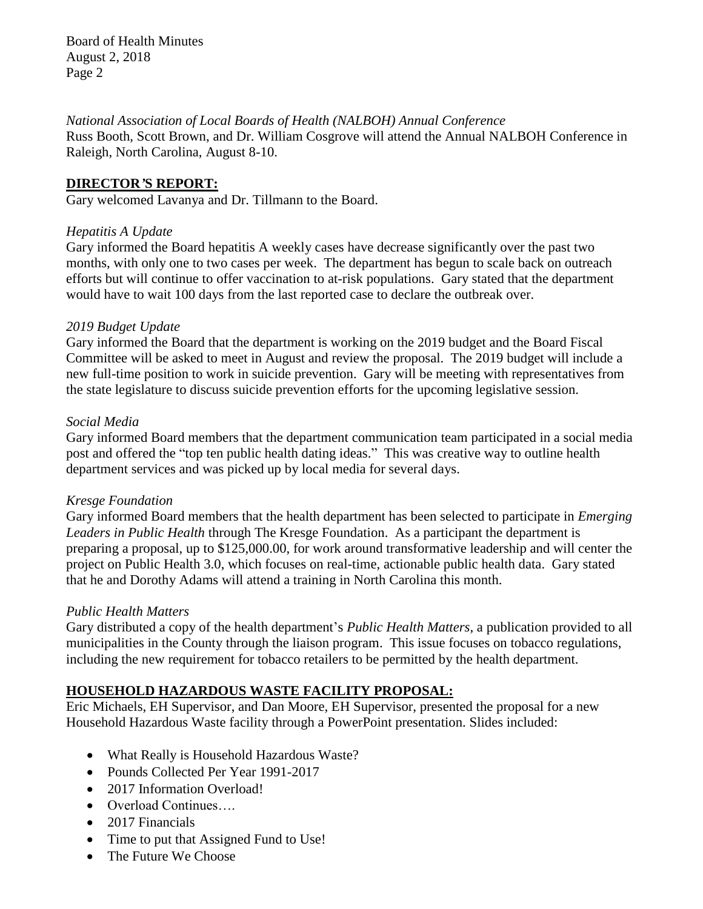*National Association of Local Boards of Health (NALBOH) Annual Conference*
Russ Booth, Scott Brown, and Dr. William Cosgrove will attend the Annual NALBOH Conference in Raleigh, North Carolina, August 8-10.

## DIRECTOR'S REPORT:

Gary welcomed Lavanya and Dr. Tillmann to the Board.

*Hepatitis A Update*
Gary informed the Board hepatitis A weekly cases have decrease significantly over the past two months, with only one to two cases per week. The department has begun to scale back on outreach efforts but will continue to offer vaccination to at-risk populations. Gary stated that the department would have to wait 100 days from the last reported case to declare the outbreak over.

*2019 Budget Update*
Gary informed the Board that the department is working on the 2019 budget and the Board Fiscal Committee will be asked to meet in August and review the proposal. The 2019 budget will include a new full-time position to work in suicide prevention. Gary will be meeting with representatives from the state legislature to discuss suicide prevention efforts for the upcoming legislative session.

*Social Media*
Gary informed Board members that the department communication team participated in a social media post and offered the "top ten public health dating ideas." This was creative way to outline health department services and was picked up by local media for several days.

*Kresge Foundation*
Gary informed Board members that the health department has been selected to participate in *Emerging Leaders in Public Health* through The Kresge Foundation. As a participant the department is preparing a proposal, up to $125,000.00, for work around transformative leadership and will center the project on Public Health 3.0, which focuses on real-time, actionable public health data. Gary stated that he and Dorothy Adams will attend a training in North Carolina this month.

*Public Health Matters*
Gary distributed a copy of the health department's *Public Health Matters*, a publication provided to all municipalities in the County through the liaison program. This issue focuses on tobacco regulations, including the new requirement for tobacco retailers to be permitted by the health department.

## HOUSEHOLD HAZARDOUS WASTE FACILITY PROPOSAL:

Eric Michaels, EH Supervisor, and Dan Moore, EH Supervisor, presented the proposal for a new Household Hazardous Waste facility through a PowerPoint presentation. Slides included:

- What Really is Household Hazardous Waste?
- Pounds Collected Per Year 1991-2017
- 2017 Information Overload!
- Overload Continues….
- 2017 Financials
- Time to put that Assigned Fund to Use!
- The Future We Choose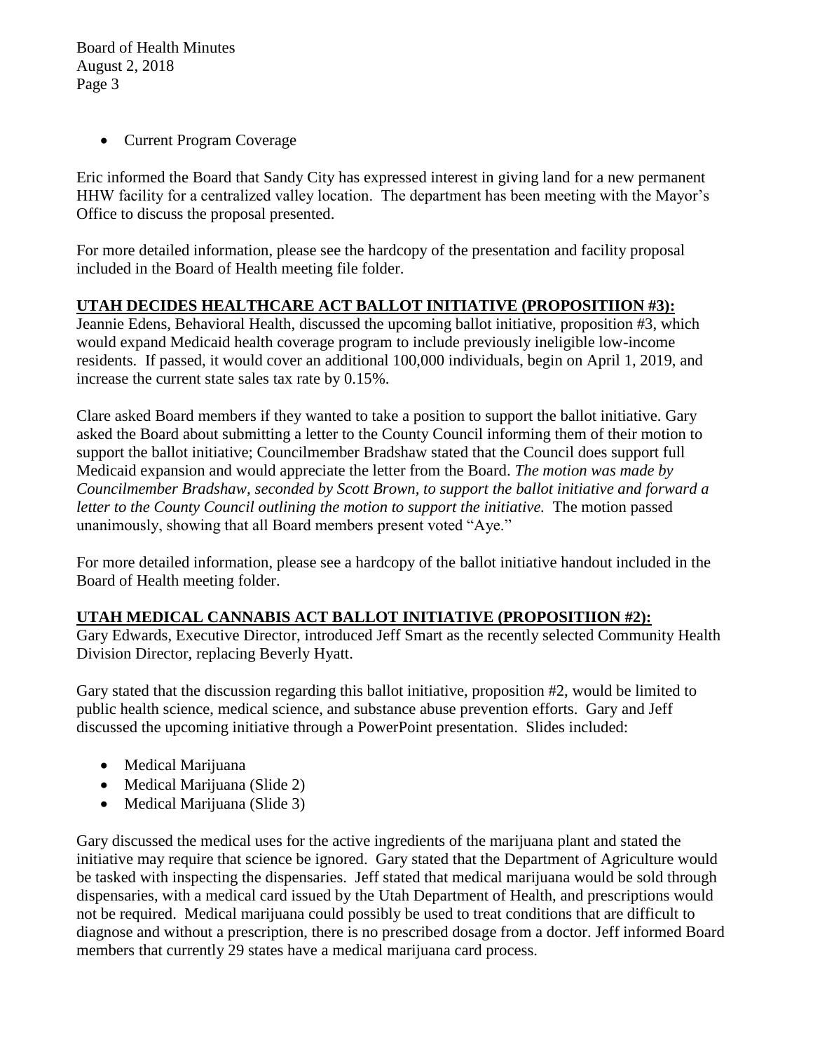- Current Program Coverage

Eric informed the Board that Sandy City has expressed interest in giving land for a new permanent HHW facility for a centralized valley location. The department has been meeting with the Mayor's Office to discuss the proposal presented.

For more detailed information, please see the hardcopy of the presentation and facility proposal included in the Board of Health meeting file folder.

**UTAH DECIDES HEALTHCARE ACT BALLOT INITIATIVE (PROPOSITIION #3):**

Jeannie Edens, Behavioral Health, discussed the upcoming ballot initiative, proposition #3, which would expand Medicaid health coverage program to include previously ineligible low-income residents. If passed, it would cover an additional 100,000 individuals, begin on April 1, 2019, and increase the current state sales tax rate by 0.15%.

Clare asked Board members if they wanted to take a position to support the ballot initiative. Gary asked the Board about submitting a letter to the County Council informing them of their motion to support the ballot initiative; Councilmember Bradshaw stated that the Council does support full Medicaid expansion and would appreciate the letter from the Board. *The motion was made by Councilmember Bradshaw, seconded by Scott Brown, to support the ballot initiative and forward a letter to the County Council outlining the motion to support the initiative.* The motion passed unanimously, showing that all Board members present voted "Aye."

For more detailed information, please see a hardcopy of the ballot initiative handout included in the Board of Health meeting folder.

**UTAH MEDICAL CANNABIS ACT BALLOT INITIATIVE (PROPOSITIION #2):**

Gary Edwards, Executive Director, introduced Jeff Smart as the recently selected Community Health Division Director, replacing Beverly Hyatt.

Gary stated that the discussion regarding this ballot initiative, proposition #2, would be limited to public health science, medical science, and substance abuse prevention efforts. Gary and Jeff discussed the upcoming initiative through a PowerPoint presentation. Slides included:

- Medical Marijuana
- Medical Marijuana (Slide 2)
- Medical Marijuana (Slide 3)

Gary discussed the medical uses for the active ingredients of the marijuana plant and stated the initiative may require that science be ignored. Gary stated that the Department of Agriculture would be tasked with inspecting the dispensaries. Jeff stated that medical marijuana would be sold through dispensaries, with a medical card issued by the Utah Department of Health, and prescriptions would not be required. Medical marijuana could possibly be used to treat conditions that are difficult to diagnose and without a prescription, there is no prescribed dosage from a doctor. Jeff informed Board members that currently 29 states have a medical marijuana card process.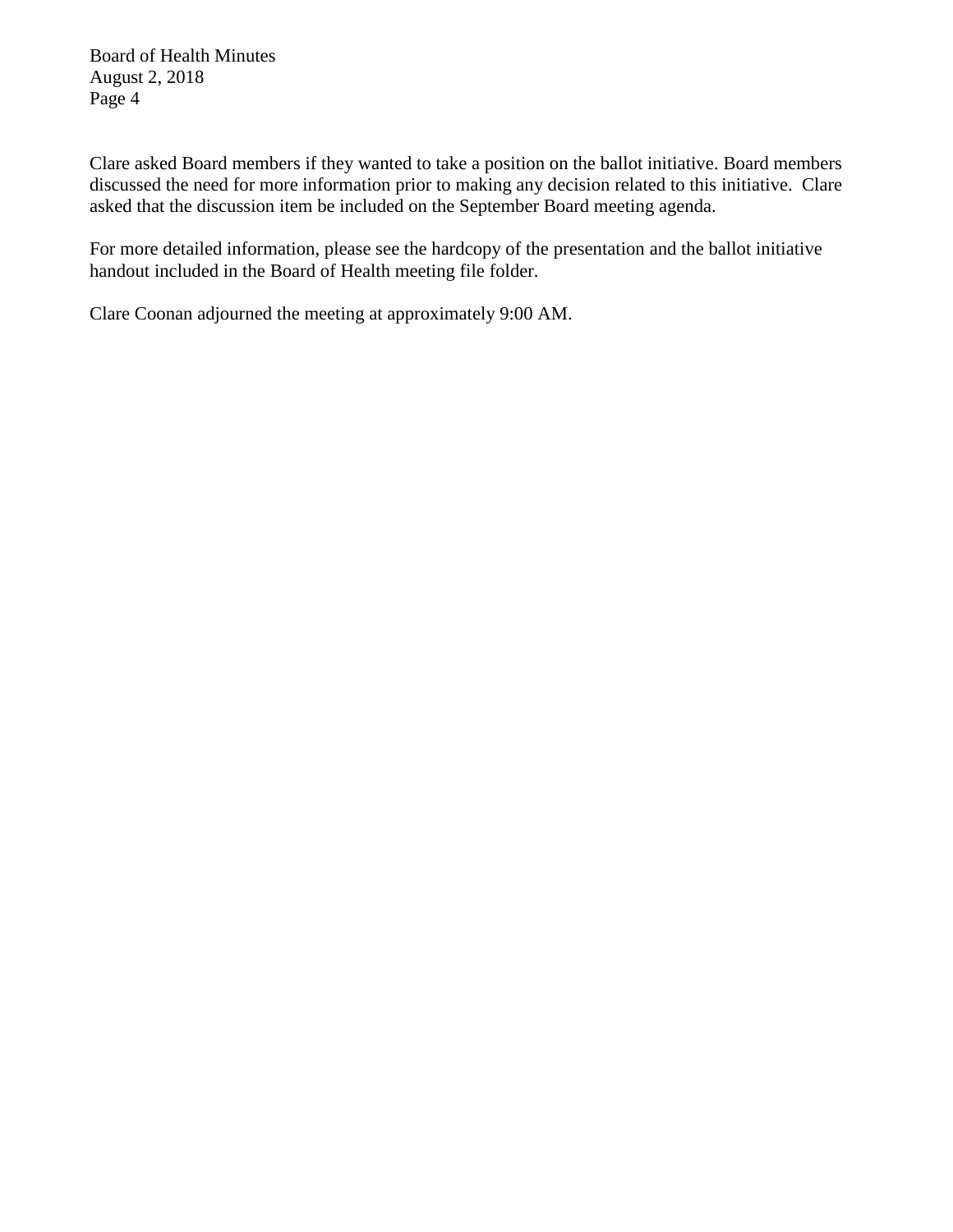Clare asked Board members if they wanted to take a position on the ballot initiative. Board members discussed the need for more information prior to making any decision related to this initiative. Clare asked that the discussion item be included on the September Board meeting agenda.

For more detailed information, please see the hardcopy of the presentation and the ballot initiative handout included in the Board of Health meeting file folder.

Clare Coonan adjourned the meeting at approximately 9:00 AM.